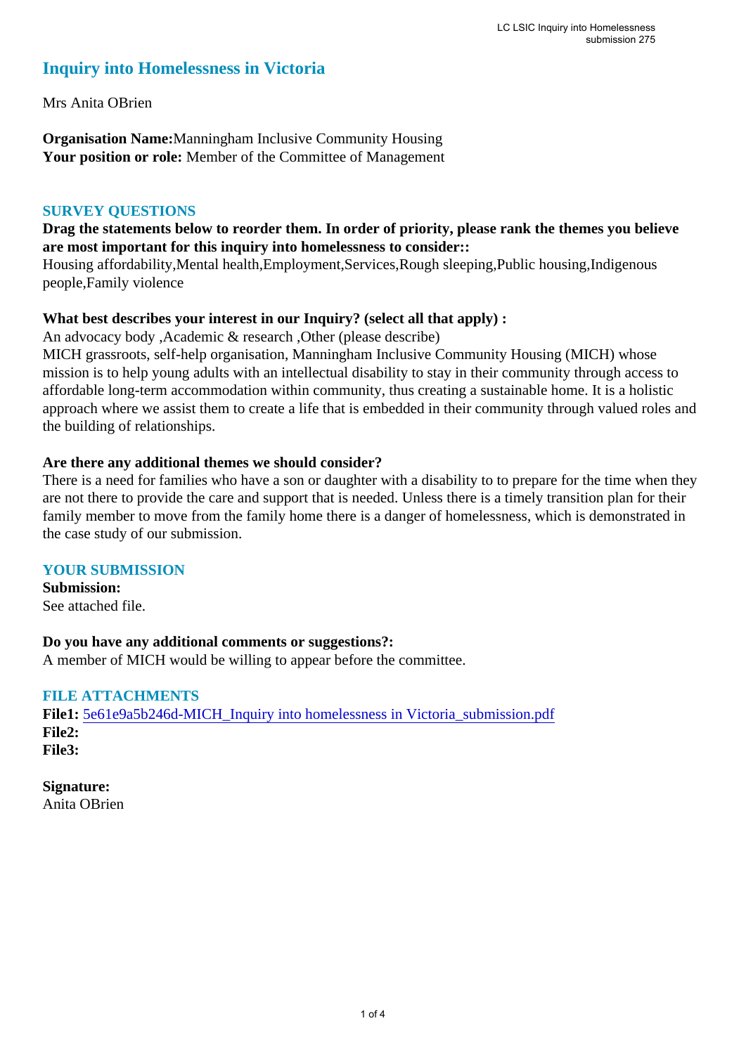# Inquiry into Homelessness in Victoria

Mrs Anita OBrien

**Organisation Name:** Manningham Inclusive Community Housing
**Your position or role:** Member of the Committee of Management

## SURVEY QUESTIONS

**Drag the statements below to reorder them. In order of priority, please rank the themes you believe are most important for this inquiry into homelessness to consider::**
Housing affordability,Mental health,Employment,Services,Rough sleeping,Public housing,Indigenous people,Family violence

**What best describes your interest in our Inquiry? (select all that apply) :**
An advocacy body ,Academic & research ,Other (please describe)
MICH grassroots, self-help organisation, Manningham Inclusive Community Housing (MICH) whose mission is to help young adults with an intellectual disability to stay in their community through access to affordable long-term accommodation within community, thus creating a sustainable home. It is a holistic approach where we assist them to create a life that is embedded in their community through valued roles and the building of relationships.

**Are there any additional themes we should consider?**
There is a need for families who have a son or daughter with a disability to to prepare for the time when they are not there to provide the care and support that is needed. Unless there is a timely transition plan for their family member to move from the family home there is a danger of homelessness, which is demonstrated in the case study of our submission.

## YOUR SUBMISSION

**Submission:**
See attached file.

**Do you have any additional comments or suggestions?:**
A member of MICH would be willing to appear before the committee.

## FILE ATTACHMENTS

**File1:** 5e61e9a5b246d-MICH_Inquiry into homelessness in Victoria_submission.pdf
**File2:**
**File3:**

**Signature:**
Anita OBrien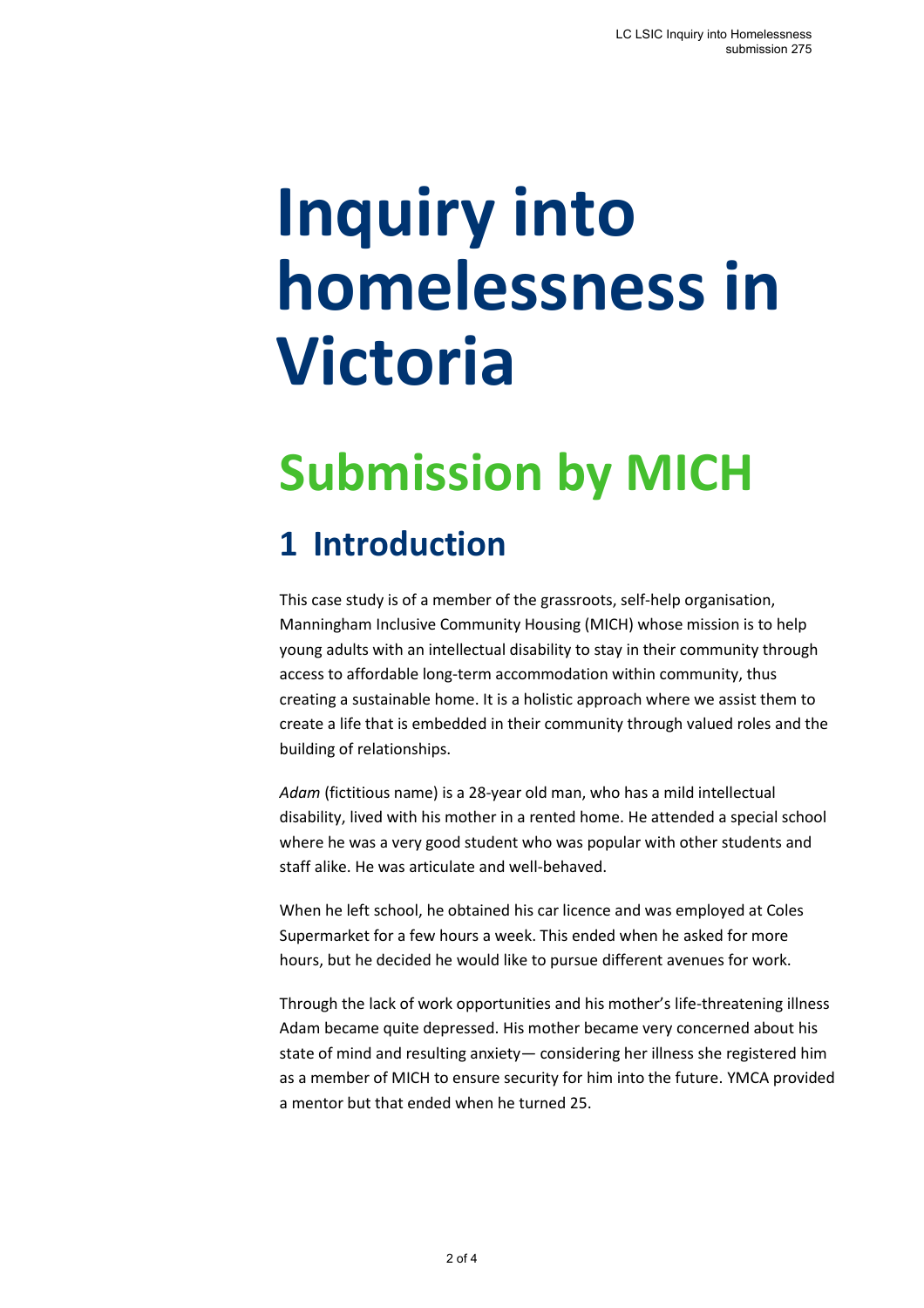# Inquiry into homelessness in Victoria

# Submission by MICH

## 1 Introduction

This case study is of a member of the grassroots, self-help organisation, Manningham Inclusive Community Housing (MICH) whose mission is to help young adults with an intellectual disability to stay in their community through access to affordable long-term accommodation within community, thus creating a sustainable home. It is a holistic approach where we assist them to create a life that is embedded in their community through valued roles and the building of relationships.

*Adam* (fictitious name) is a 28-year old man, who has a mild intellectual disability, lived with his mother in a rented home. He attended a special school where he was a very good student who was popular with other students and staff alike. He was articulate and well-behaved.

When he left school, he obtained his car licence and was employed at Coles Supermarket for a few hours a week. This ended when he asked for more hours, but he decided he would like to pursue different avenues for work.

Through the lack of work opportunities and his mother's life-threatening illness Adam became quite depressed. His mother became very concerned about his state of mind and resulting anxiety— considering her illness she registered him as a member of MICH to ensure security for him into the future. YMCA provided a mentor but that ended when he turned 25.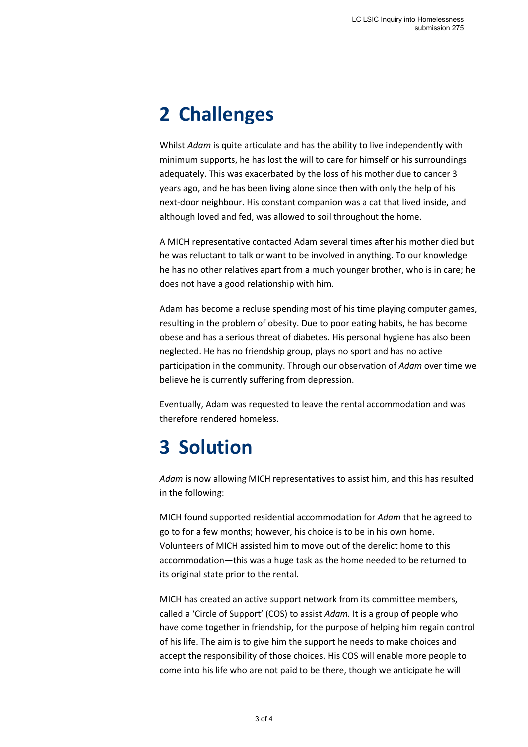# 2 Challenges

Whilst *Adam* is quite articulate and has the ability to live independently with minimum supports, he has lost the will to care for himself or his surroundings adequately. This was exacerbated by the loss of his mother due to cancer 3 years ago, and he has been living alone since then with only the help of his next-door neighbour. His constant companion was a cat that lived inside, and although loved and fed, was allowed to soil throughout the home.

A MICH representative contacted Adam several times after his mother died but he was reluctant to talk or want to be involved in anything. To our knowledge he has no other relatives apart from a much younger brother, who is in care; he does not have a good relationship with him.

Adam has become a recluse spending most of his time playing computer games, resulting in the problem of obesity. Due to poor eating habits, he has become obese and has a serious threat of diabetes. His personal hygiene has also been neglected. He has no friendship group, plays no sport and has no active participation in the community. Through our observation of *Adam* over time we believe he is currently suffering from depression.

Eventually, Adam was requested to leave the rental accommodation and was therefore rendered homeless.

# 3 Solution

*Adam* is now allowing MICH representatives to assist him, and this has resulted in the following:

MICH found supported residential accommodation for *Adam* that he agreed to go to for a few months; however, his choice is to be in his own home. Volunteers of MICH assisted him to move out of the derelict home to this accommodation—this was a huge task as the home needed to be returned to its original state prior to the rental.

MICH has created an active support network from its committee members, called a 'Circle of Support' (COS) to assist *Adam.* It is a group of people who have come together in friendship, for the purpose of helping him regain control of his life. The aim is to give him the support he needs to make choices and accept the responsibility of those choices. His COS will enable more people to come into his life who are not paid to be there, though we anticipate he will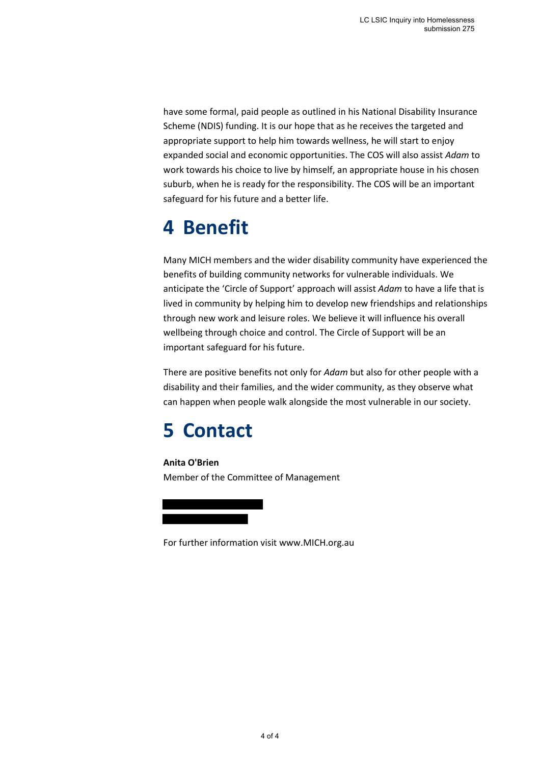have some formal, paid people as outlined in his National Disability Insurance Scheme (NDIS) funding. It is our hope that as he receives the targeted and appropriate support to help him towards wellness, he will start to enjoy expanded social and economic opportunities. The COS will also assist *Adam* to work towards his choice to live by himself, an appropriate house in his chosen suburb, when he is ready for the responsibility. The COS will be an important safeguard for his future and a better life.

# 4 Benefit

Many MICH members and the wider disability community have experienced the benefits of building community networks for vulnerable individuals. We anticipate the 'Circle of Support' approach will assist *Adam* to have a life that is lived in community by helping him to develop new friendships and relationships through new work and leisure roles. We believe it will influence his overall wellbeing through choice and control. The Circle of Support will be an important safeguard for his future.

There are positive benefits not only for *Adam* but also for other people with a disability and their families, and the wider community, as they observe what can happen when people walk alongside the most vulnerable in our society.

# 5 Contact

**Anita O'Brien**
Member of the Committee of Management

For further information visit www.MICH.org.au